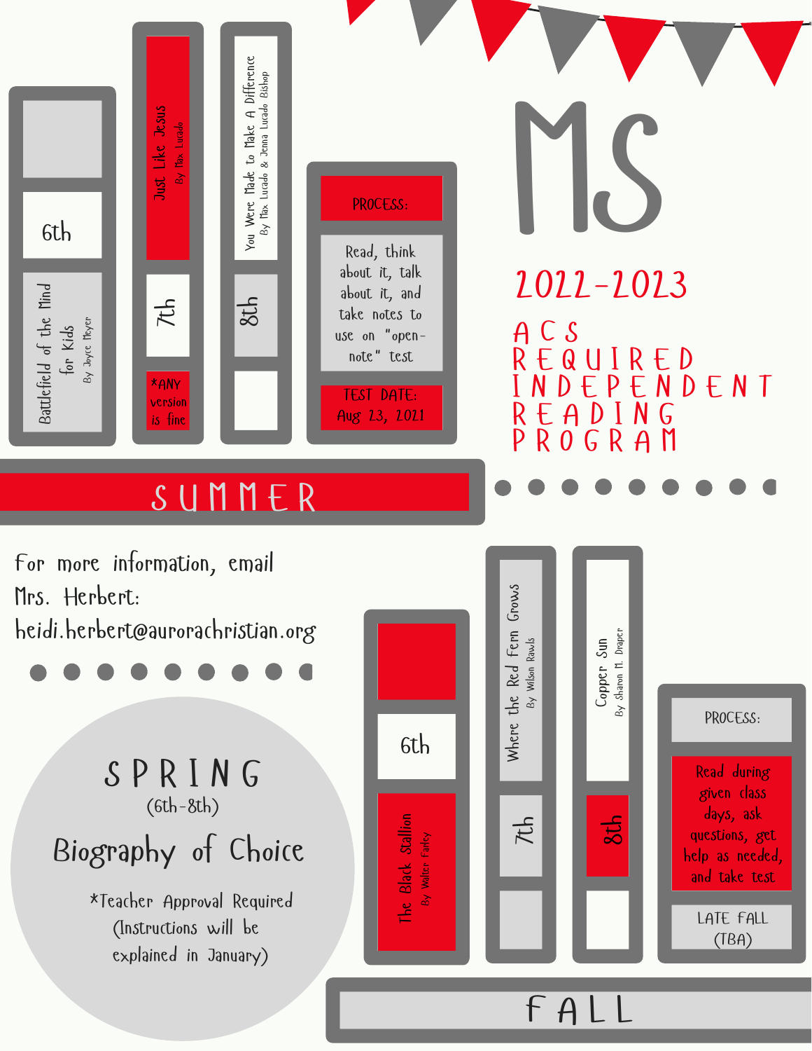# MS

## 2022-2023

## ACS REQUIRED INDEPENDENT READING PROGRAM

## SUMMER

- **6th:** Battlefield of the Mind for Kids — By Joyce Meyer
- **7th:** Just Like Jesus — By Max Lucado (*ANY version is fine)
- **8th:** You Were Made to Make A Difference — By Max Lucado & Jenna Lucado Bishop

**PROCESS:** Read, think about it, talk about it, and take notes to use on "open-note" test

**TEST DATE:** Aug 23, 2021

## FALL

- **6th:** The Black Stallion — By Walter Farley
- **7th:** Where the Red Fern Grows — By Wilson Rawls
- **8th:** Copper Sun — By Sharon M. Draper

**PROCESS:** Read during given class days, ask questions, get help as needed, and take test

LATE FALL (TBA)

## SPRING (6th-8th)

### Biography of Choice

*Teacher Approval Required (Instructions will be explained in January)

For more information, email Mrs. Herbert: heidi.herbert@aurorachristian.org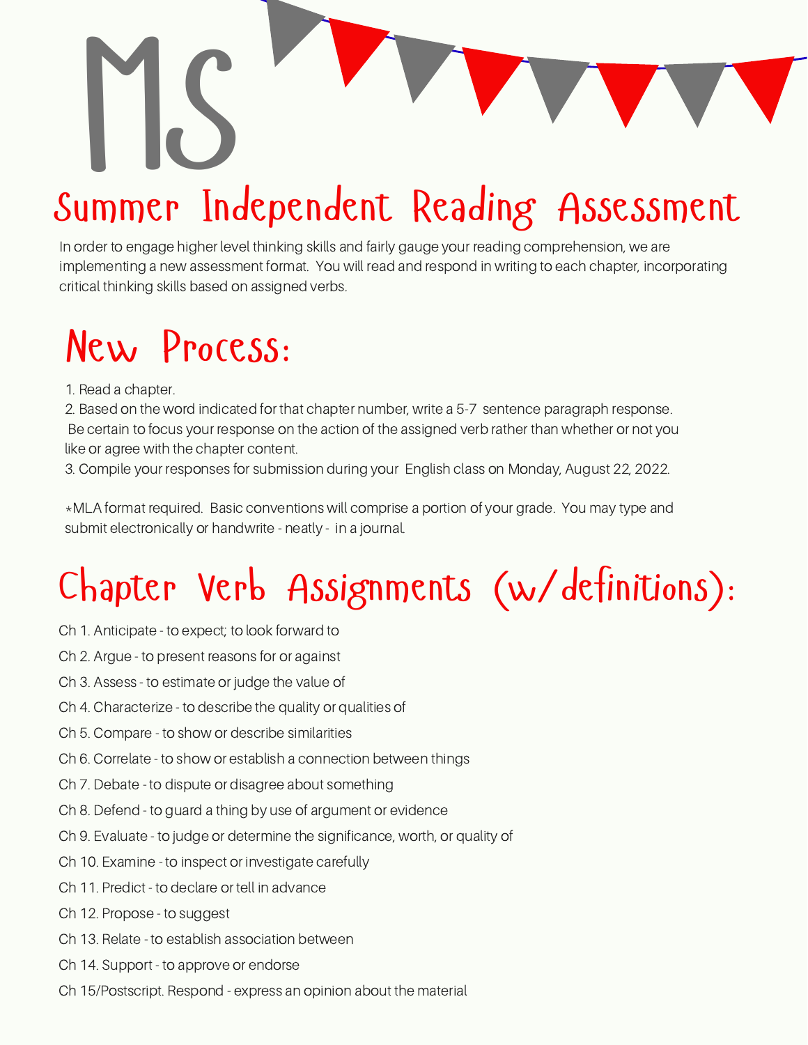# MS

## Summer Independent Reading Assessment

In order to engage higher level thinking skills and fairly gauge your reading comprehension, we are implementing a new assessment format. You will read and respond in writing to each chapter, incorporating critical thinking skills based on assigned verbs.

## New Process:

1. Read a chapter.
2. Based on the word indicated for that chapter number, write a 5-7 sentence paragraph response. Be certain to focus your response on the action of the assigned verb rather than whether or not you like or agree with the chapter content.
3. Compile your responses for submission during your English class on Monday, August 22, 2022.

*MLA format required. Basic conventions will comprise a portion of your grade. You may type and submit electronically or handwrite - neatly - in a journal.

## Chapter Verb Assignments (w/definitions):

Ch 1. Anticipate - to expect; to look forward to

Ch 2. Argue - to present reasons for or against

Ch 3. Assess - to estimate or judge the value of

Ch 4. Characterize - to describe the quality or qualities of

Ch 5. Compare - to show or describe similarities

Ch 6. Correlate - to show or establish a connection between things

Ch 7. Debate - to dispute or disagree about something

Ch 8. Defend - to guard a thing by use of argument or evidence

Ch 9. Evaluate - to judge or determine the significance, worth, or quality of

Ch 10. Examine - to inspect or investigate carefully

Ch 11. Predict - to declare or tell in advance

Ch 12. Propose - to suggest

Ch 13. Relate - to establish association between

Ch 14. Support - to approve or endorse

Ch 15/Postscript. Respond - express an opinion about the material